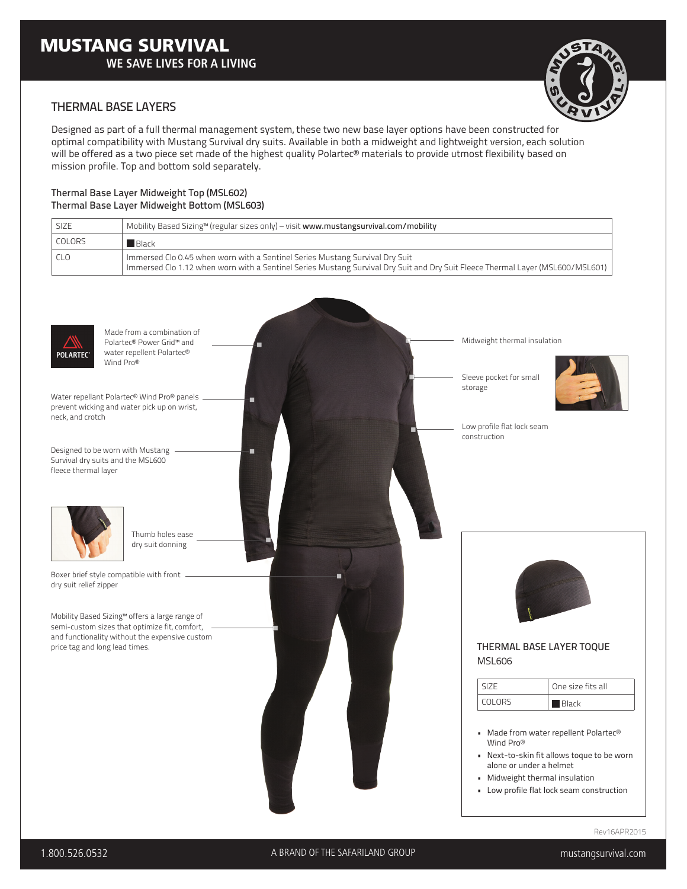# MUSTANG SURVIVAL

**WE SAVE LIVES FOR A LIVING**

## THERMAL BASE LAYERS

Designed as part of a full thermal management system, these two new base layer options have been constructed for optimal compatibility with Mustang Survival dry suits. Available in both a midweight and lightweight version, each solution will be offered as a two piece set made of the highest quality Polartec® materials to provide utmost flexibility based on mission profile. Top and bottom sold separately.

### Thermal Base Layer Midweight Top (MSL602)
### Thermal Base Layer Midweight Bottom (MSL603)

| | |
|---|---|
| SIZE | Mobility Based Sizing™ (regular sizes only) – visit **www.mustangsurvival.com/mobility** |
| COLORS | Black |
| CLO | Immersed Clo 0.45 when worn with a Sentinel Series Mustang Survival Dry Suit<br>Immersed Clo 1.12 when worn with a Sentinel Series Mustang Survival Dry Suit and Dry Suit Fleece Thermal Layer (MSL600/MSL601) |

- Made from a combination of Polartec® Power Grid™ and water repellent Polartec® Wind Pro®
- Water repellant Polartec® Wind Pro® panels prevent wicking and water pick up on wrist, neck, and crotch
- Designed to be worn with Mustang Survival dry suits and the MSL600 fleece thermal layer
- Thumb holes ease dry suit donning
- Boxer brief style compatible with front dry suit relief zipper
- Mobility Based Sizing™ offers a large range of semi-custom sizes that optimize fit, comfort, and functionality without the expensive custom price tag and long lead times.
- Midweight thermal insulation
- Sleeve pocket for small storage
- Low profile flat lock seam construction

### THERMAL BASE LAYER TOQUE
MSL606

| | |
|---|---|
| SIZE | One size fits all |
| COLORS | Black |

- Made from water repellent Polartec® Wind Pro®
- Next-to-skin fit allows toque to be worn alone or under a helmet
- Midweight thermal insulation
- Low profile flat lock seam construction

Rev16APR2015

1.800.526.0532 | A BRAND OF THE SAFARILAND GROUP | mustangsurvival.com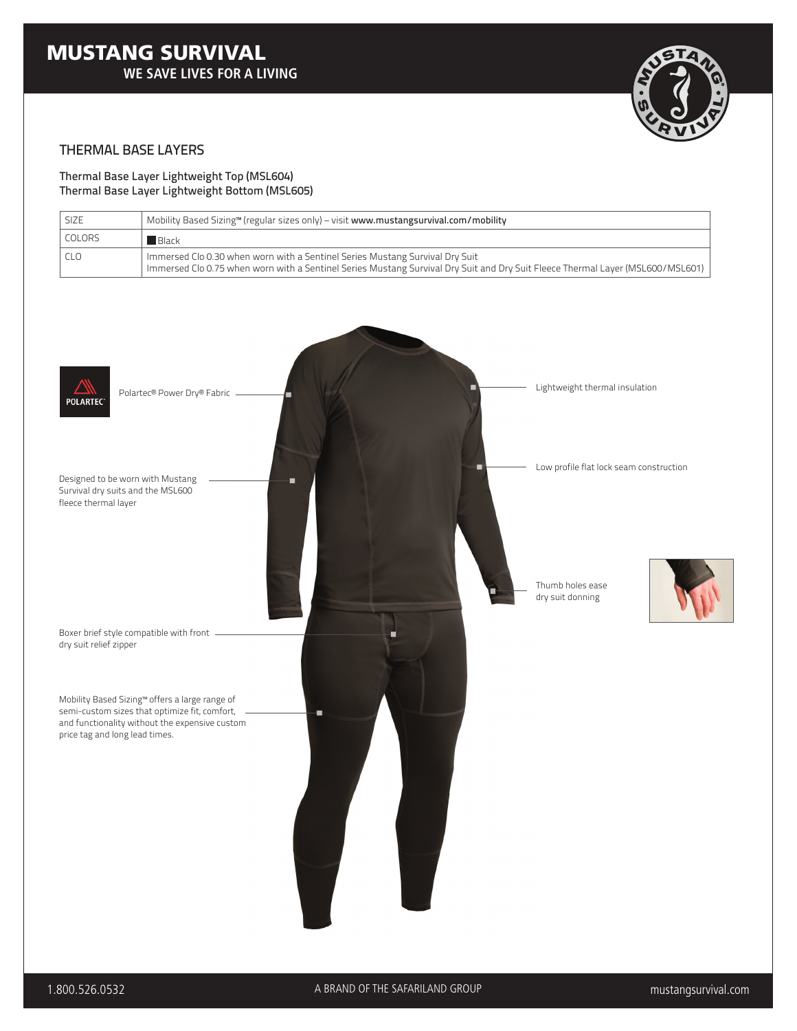# MUSTANG SURVIVAL

**WE SAVE LIVES FOR A LIVING**

## THERMAL BASE LAYERS

Thermal Base Layer Lightweight Top (MSL604)
Thermal Base Layer Lightweight Bottom (MSL605)

| | |
|---|---|
| SIZE | Mobility Based Sizing™ (regular sizes only) – visit **www.mustangsurvival.com/mobility** |
| COLORS | Black |
| CLO | Immersed Clo 0.30 when worn with a Sentinel Series Mustang Survival Dry Suit<br>Immersed Clo 0.75 when worn with a Sentinel Series Mustang Survival Dry Suit and Dry Suit Fleece Thermal Layer (MSL600/MSL601) |

POLARTEC®

Polartec® Power Dry® Fabric

Lightweight thermal insulation

Designed to be worn with Mustang Survival dry suits and the MSL600 fleece thermal layer

Low profile flat lock seam construction

Thumb holes ease dry suit donning

Boxer brief style compatible with front dry suit relief zipper

Mobility Based Sizing™ offers a large range of semi-custom sizes that optimize fit, comfort, and functionality without the expensive custom price tag and long lead times.

1.800.526.0532 | A BRAND OF THE SAFARILAND GROUP | mustangsurvival.com